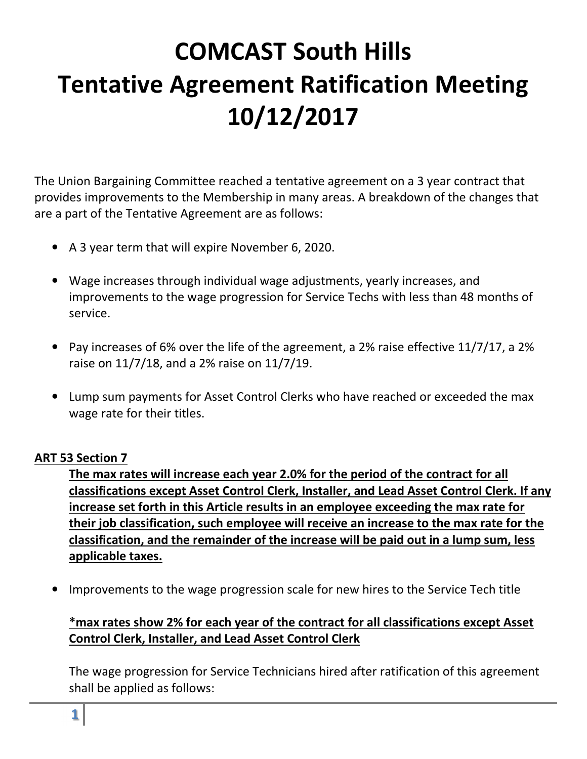# COMCAST South Hills Tentative Agreement Ratification Meeting 10/12/2017

The Union Bargaining Committee reached a tentative agreement on a 3 year contract that provides improvements to the Membership in many areas. A breakdown of the changes that are a part of the Tentative Agreement are as follows:

- A 3 year term that will expire November 6, 2020.
- Wage increases through individual wage adjustments, yearly increases, and improvements to the wage progression for Service Techs with less than 48 months of service.
- Pay increases of 6% over the life of the agreement, a 2% raise effective 11/7/17, a 2% raise on 11/7/18, and a 2% raise on 11/7/19.
- Lump sum payments for Asset Control Clerks who have reached or exceeded the max wage rate for their titles.

**ART 53 Section 7**

> **The max rates will increase each year 2.0% for the period of the contract for all classifications except Asset Control Clerk, Installer, and Lead Asset Control Clerk. If any increase set forth in this Article results in an employee exceeding the max rate for their job classification, such employee will receive an increase to the max rate for the classification, and the remainder of the increase will be paid out in a lump sum, less applicable taxes.**

- Improvements to the wage progression scale for new hires to the Service Tech title

  **\*max rates show 2% for each year of the contract for all classifications except Asset Control Clerk, Installer, and Lead Asset Control Clerk**

  The wage progression for Service Technicians hired after ratification of this agreement shall be applied as follows: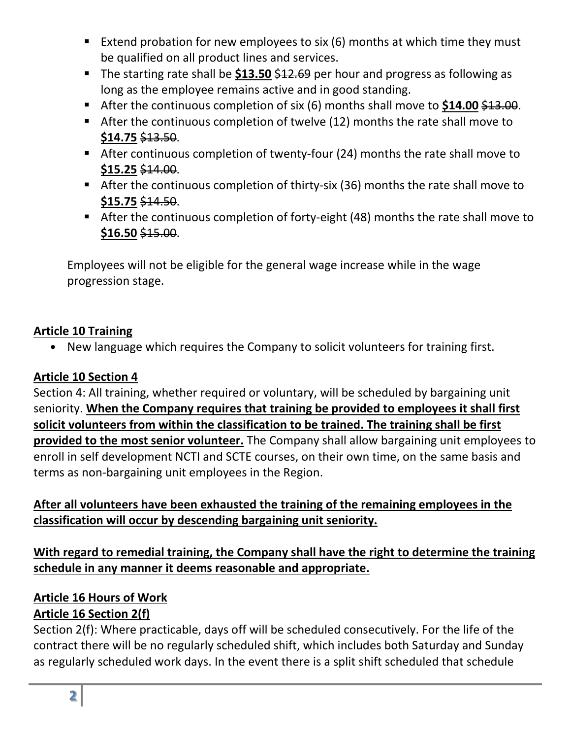- Extend probation for new employees to six (6) months at which time they must be qualified on all product lines and services.
- The starting rate shall be **<u>$13.50</u>** ~~$12.69~~ per hour and progress as following as long as the employee remains active and in good standing.
- After the continuous completion of six (6) months shall move to **<u>$14.00</u>** ~~$13.00~~.
- After the continuous completion of twelve (12) months the rate shall move to **<u>$14.75</u>** ~~$13.50~~.
- After continuous completion of twenty-four (24) months the rate shall move to **<u>$15.25</u>** ~~$14.00~~.
- After the continuous completion of thirty-six (36) months the rate shall move to **<u>$15.75</u>** ~~$14.50~~.
- After the continuous completion of forty-eight (48) months the rate shall move to **<u>$16.50</u>** ~~$15.00~~.

Employees will not be eligible for the general wage increase while in the wage progression stage.

## <u>Article 10 Training</u>

- New language which requires the Company to solicit volunteers for training first.

## <u>Article 10 Section 4</u>

Section 4: All training, whether required or voluntary, will be scheduled by bargaining unit seniority. **<u>When the Company requires that training be provided to employees it shall first solicit volunteers from within the classification to be trained. The training shall be first provided to the most senior volunteer.</u>** The Company shall allow bargaining unit employees to enroll in self development NCTI and SCTE courses, on their own time, on the same basis and terms as non-bargaining unit employees in the Region.

**<u>After all volunteers have been exhausted the training of the remaining employees in the classification will occur by descending bargaining unit seniority.</u>**

**<u>With regard to remedial training, the Company shall have the right to determine the training schedule in any manner it deems reasonable and appropriate.</u>**

## <u>Article 16 Hours of Work</u>

### <u>Article 16 Section 2(f)</u>

Section 2(f): Where practicable, days off will be scheduled consecutively. For the life of the contract there will be no regularly scheduled shift, which includes both Saturday and Sunday as regularly scheduled work days. In the event there is a split shift scheduled that schedule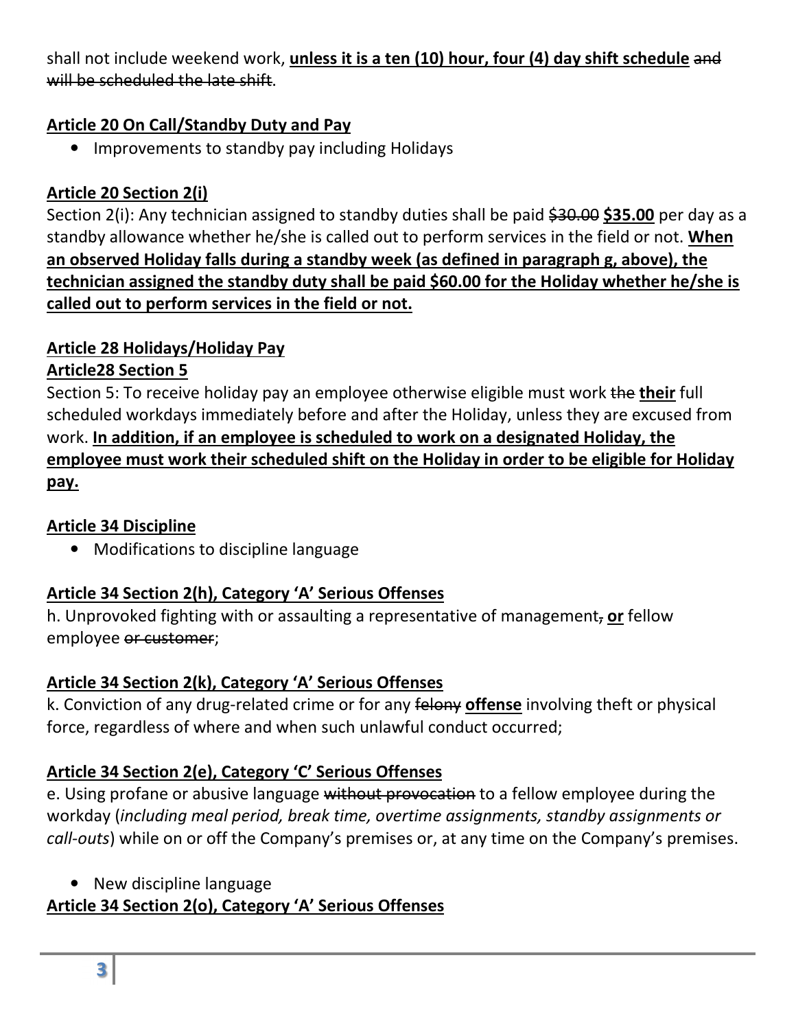shall not include weekend work, **unless it is a ten (10) hour, four (4) day shift schedule** ~~and will be scheduled the late shift~~.

**Article 20 On Call/Standby Duty and Pay**

- Improvements to standby pay including Holidays

**Article 20 Section 2(i)**

Section 2(i): Any technician assigned to standby duties shall be paid ~~$30.00~~ **$35.00** per day as a standby allowance whether he/she is called out to perform services in the field or not. **When an observed Holiday falls during a standby week (as defined in paragraph g, above), the technician assigned the standby duty shall be paid $60.00 for the Holiday whether he/she is called out to perform services in the field or not.**

**Article 28 Holidays/Holiday Pay**

**Article28 Section 5**

Section 5: To receive holiday pay an employee otherwise eligible must work ~~the~~ **their** full scheduled workdays immediately before and after the Holiday, unless they are excused from work. **In addition, if an employee is scheduled to work on a designated Holiday, the employee must work their scheduled shift on the Holiday in order to be eligible for Holiday pay.**

**Article 34 Discipline**

- Modifications to discipline language

**Article 34 Section 2(h), Category 'A' Serious Offenses**

h. Unprovoked fighting with or assaulting a representative of management~~,~~ **or** fellow employee ~~or customer~~;

**Article 34 Section 2(k), Category 'A' Serious Offenses**

k. Conviction of any drug-related crime or for any ~~felony~~ **offense** involving theft or physical force, regardless of where and when such unlawful conduct occurred;

**Article 34 Section 2(e), Category 'C' Serious Offenses**

e. Using profane or abusive language ~~without provocation~~ to a fellow employee during the workday (*including meal period, break time, overtime assignments, standby assignments or call-outs*) while on or off the Company's premises or, at any time on the Company's premises.

- New discipline language

**Article 34 Section 2(o), Category 'A' Serious Offenses**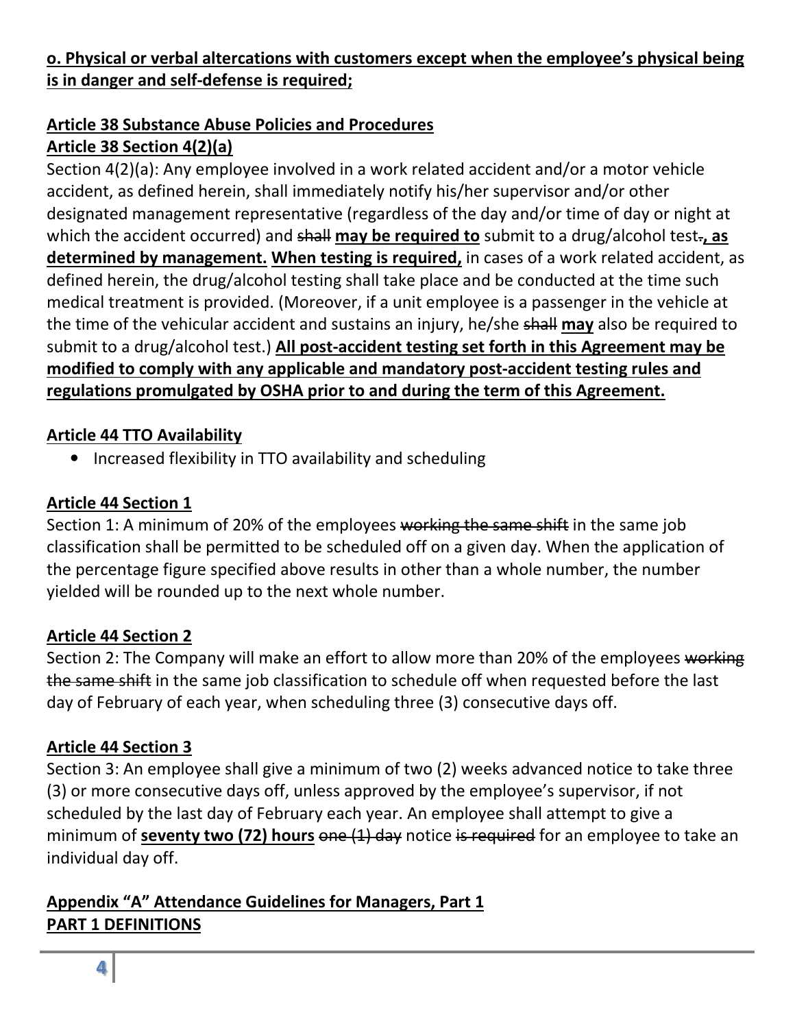**o. Physical or verbal altercations with customers except when the employee's physical being is in danger and self-defense is required;**

**Article 38 Substance Abuse Policies and Procedures**

**Article 38 Section 4(2)(a)**

Section 4(2)(a): Any employee involved in a work related accident and/or a motor vehicle accident, as defined herein, shall immediately notify his/her supervisor and/or other designated management representative (regardless of the day and/or time of day or night at which the accident occurred) and ~~shall~~ **may be required to** submit to a drug/alcohol test~~.~~**, as determined by management. When testing is required,** in cases of a work related accident, as defined herein, the drug/alcohol testing shall take place and be conducted at the time such medical treatment is provided. (Moreover, if a unit employee is a passenger in the vehicle at the time of the vehicular accident and sustains an injury, he/she ~~shall~~ **may** also be required to submit to a drug/alcohol test.) **All post-accident testing set forth in this Agreement may be modified to comply with any applicable and mandatory post-accident testing rules and regulations promulgated by OSHA prior to and during the term of this Agreement.**

**Article 44 TTO Availability**

- Increased flexibility in TTO availability and scheduling

**Article 44 Section 1**

Section 1: A minimum of 20% of the employees ~~working the same shift~~ in the same job classification shall be permitted to be scheduled off on a given day. When the application of the percentage figure specified above results in other than a whole number, the number yielded will be rounded up to the next whole number.

**Article 44 Section 2**

Section 2: The Company will make an effort to allow more than 20% of the employees ~~working the same shift~~ in the same job classification to schedule off when requested before the last day of February of each year, when scheduling three (3) consecutive days off.

**Article 44 Section 3**

Section 3: An employee shall give a minimum of two (2) weeks advanced notice to take three (3) or more consecutive days off, unless approved by the employee's supervisor, if not scheduled by the last day of February each year. An employee shall attempt to give a minimum of **seventy two (72) hours** ~~one (1) day~~ notice ~~is required~~ for an employee to take an individual day off.

**Appendix "A" Attendance Guidelines for Managers, Part 1**

**PART 1 DEFINITIONS**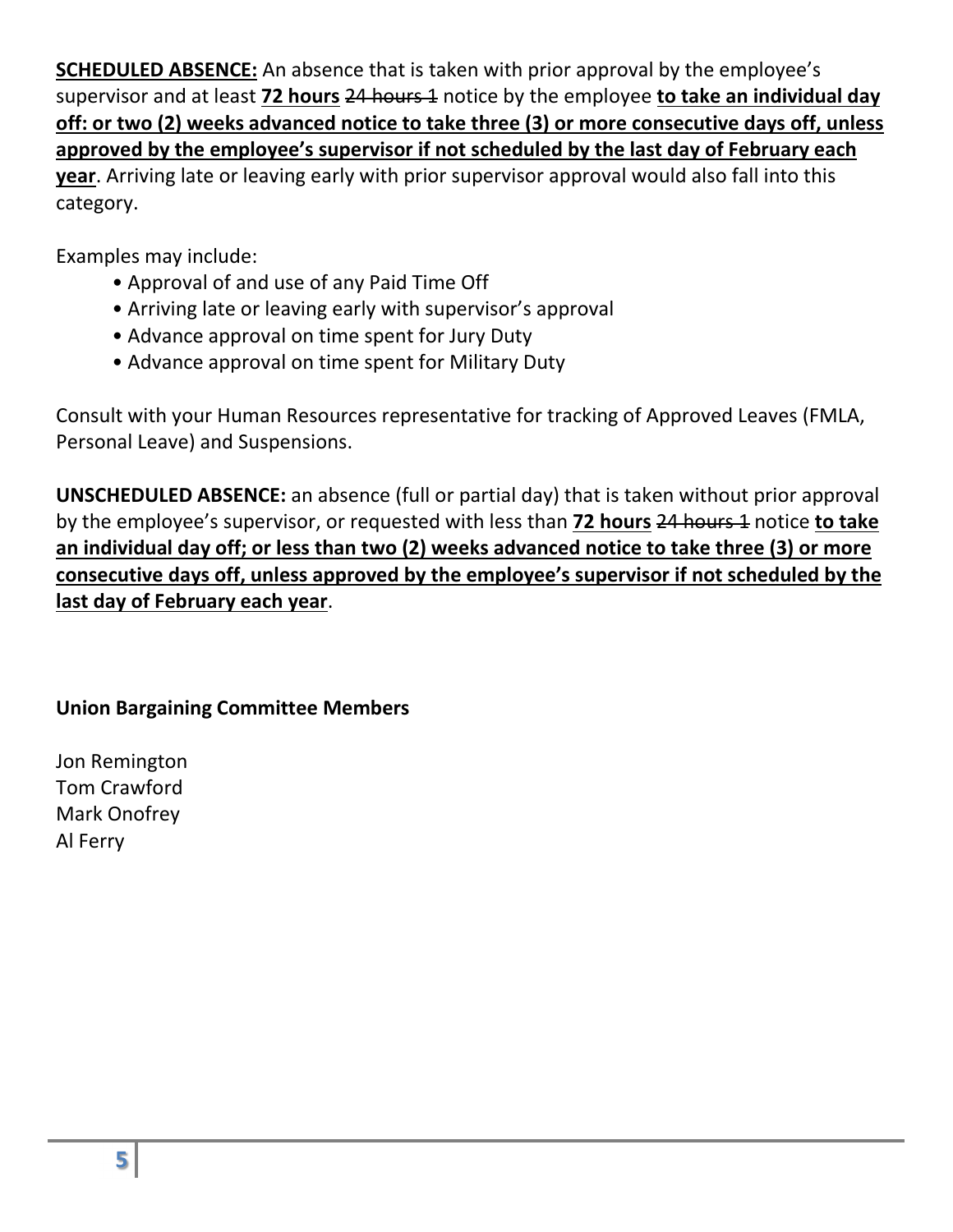**SCHEDULED ABSENCE:** An absence that is taken with prior approval by the employee's supervisor and at least **72 hours** ~~24 hours 1~~ notice by the employee **to take an individual day off: or two (2) weeks advanced notice to take three (3) or more consecutive days off, unless approved by the employee's supervisor if not scheduled by the last day of February each year**. Arriving late or leaving early with prior supervisor approval would also fall into this category.

Examples may include:

- Approval of and use of any Paid Time Off
- Arriving late or leaving early with supervisor's approval
- Advance approval on time spent for Jury Duty
- Advance approval on time spent for Military Duty

Consult with your Human Resources representative for tracking of Approved Leaves (FMLA, Personal Leave) and Suspensions.

**UNSCHEDULED ABSENCE:** an absence (full or partial day) that is taken without prior approval by the employee's supervisor, or requested with less than **72 hours** ~~24 hours 1~~ notice **to take an individual day off; or less than two (2) weeks advanced notice to take three (3) or more consecutive days off, unless approved by the employee's supervisor if not scheduled by the last day of February each year**.

**Union Bargaining Committee Members**

Jon Remington
Tom Crawford
Mark Onofrey
Al Ferry